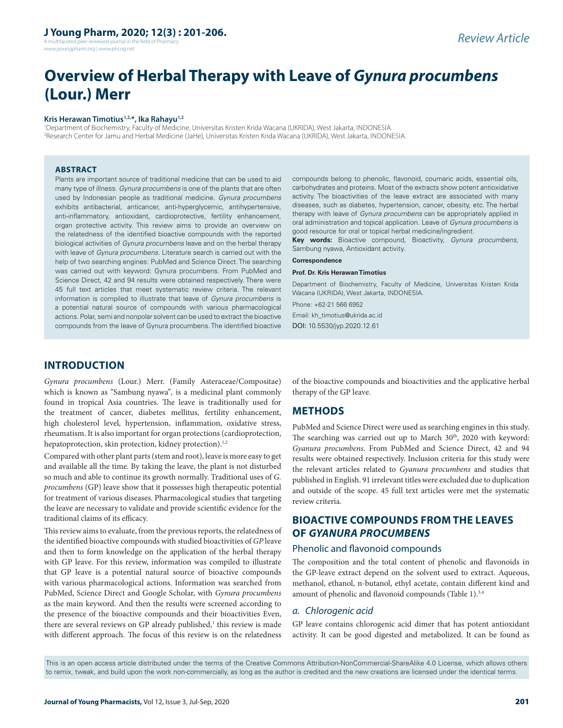Review Article

# Overview of Herbal Therapy with Leave of *Gynura procumbens* (Lour.) Merr

**Kris Herawan Timotius[1,2,*], Ika Rahayu[1,2]**

[1]Department of Biochemistry, Faculty of Medicine, Universitas Kristen Krida Wacana (UKRIDA), West Jakarta, INDONESIA.
[2]Research Center for Jamu and Herbal Medicine (JaHe), Universitas Kristen Krida Wacana (UKRIDA), West Jakarta, INDONESIA.

## ABSTRACT

Plants are important source of traditional medicine that can be used to aid many type of illness. *Gynura procumbens* is one of the plants that are often used by Indonesian people as traditional medicine. *Gynura procumbens* exhibits antibacterial, anticancer, anti-hyperglycemic, antihypertensive, anti-inflammatory, antioxidant, cardioprotective, fertility enhancement, organ protective activity. This review aims to provide an overview on the relatedness of the identified bioactive compounds with the reported biological activities of *Gynura procumbens* leave and on the herbal therapy with leave of *Gynura procumbens*. Literature search is carried out with the help of two searching engines: PubMed and Science Direct. The searching was carried out with keyword: Gynura procumbens. From PubMed and Science Direct, 42 and 94 results were obtained respectively. There were 45 full text articles that meet systematic review criteria. The relevant information is compiled to illustrate that leave of *Gynura procumbens* is a potential natural source of compounds with various pharmacological actions. Polar, semi and nonpolar solvent can be used to extract the bioactive compounds from the leave of Gynura procumbens. The identified bioactive compounds belong to phenolic, flavonoid, coumaric acids, essential oils, carbohydrates and proteins. Most of the extracts show potent antioxidative activity. The bioactivities of the leave extract are associated with many diseases, such as diabetes, hypertension, cancer, obesity, etc. The herbal therapy with leave of *Gynura procumbens* can be appropriately applied in oral administration and topical application. Leave of *Gynura procumbens* is good resource for oral or topical herbal medicine/ingredient.

**Key words:** Bioactive compound, Bioactivity, *Gynura procumbens*, Sambung nyawa, Antioxidant activity.

**Correspondence**

**Prof. Dr. Kris Herawan Timotius**

Department of Biochemistry, Faculty of Medicine, Universitas Kristen Krida Wacana (UKRIDA), West Jakarta, INDONESIA.

Phone: +62-21 566 6952

Email: kh_timotius@ukrida.ac.id

DOI: 10.5530/jyp.2020.12.61

## INTRODUCTION

*Gynura procumbens* (Lour.) Merr. (Family Asteraceae/Compositae) which is known as "Sambung nyawa", is a medicinal plant commonly found in tropical Asia countries. The leave is traditionally used for the treatment of cancer, diabetes mellitus, fertility enhancement, high cholesterol level, hypertension, inflammation, oxidative stress, rheumatism. It is also important for organ protections (cardioprotection, hepatoprotection, skin protection, kidney protection).[1,2]

Compared with other plant parts (stem and root), leave is more easy to get and available all the time. By taking the leave, the plant is not disturbed so much and able to continue its growth normally. Traditional uses of *G. procumbens* (GP) leave show that it possesses high therapeutic potential for treatment of various diseases. Pharmacological studies that targeting the leave are necessary to validate and provide scientific evidence for the traditional claims of its efficacy.

This review aims to evaluate, from the previous reports, the relatedness of the identified bioactive compounds with studied bioactivities of *GP* leave and then to form knowledge on the application of the herbal therapy with GP leave. For this review, information was compiled to illustrate that GP leave is a potential natural source of bioactive compounds with various pharmacological actions. Information was searched from PubMed, Science Direct and Google Scholar, with *Gynura procumbens* as the main keyword. And then the results were screened according to the presence of the bioactive compounds and their bioactivities Even, there are several reviews on GP already published,[1] this review is made with different approach. The focus of this review is on the relatedness of the bioactive compounds and bioactivities and the applicative herbal therapy of the GP leave.

## METHODS

PubMed and Science Direct were used as searching engines in this study. The searching was carried out up to March 30[th], 2020 with keyword: *Gyanura procumbens*. From PubMed and Science Direct, 42 and 94 results were obtained respectively. Inclusion criteria for this study were the relevant articles related to *Gyanura procumbens* and studies that published in English. 91 irrelevant titles were excluded due to duplication and outside of the scope. 45 full text articles were met the systematic review criteria.

## BIOACTIVE COMPOUNDS FROM THE LEAVES OF *GYANURA PROCUMBENS*

### Phenolic and flavonoid compounds

The composition and the total content of phenolic and flavonoids in the GP-leave extract depend on the solvent used to extract. Aqueous, methanol, ethanol, n-butanol, ethyl acetate, contain different kind and amount of phenolic and flavonoid compounds (Table 1).[3,4]

#### *a. Chlorogenic acid*

GP leave contains chlorogenic acid dimer that has potent antioxidant activity. It can be good digested and metabolized. It can be found as

This is an open access article distributed under the terms of the Creative Commons Attribution-NonCommercial-ShareAlike 4.0 License, which allows others to remix, tweak, and build upon the work non-commercially, as long as the author is credited and the new creations are licensed under the identical terms.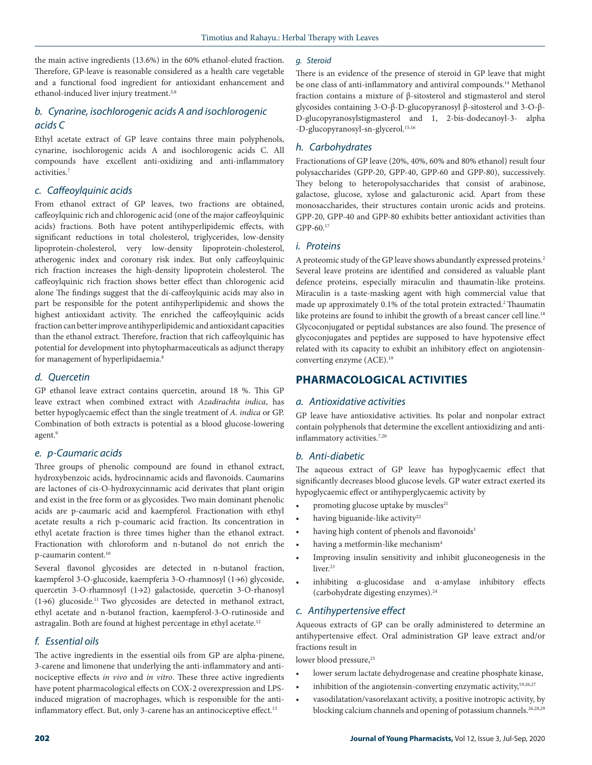the main active ingredients (13.6%) in the 60% ethanol-eluted fraction. Therefore, GP-leave is reasonable considered as a health care vegetable and a functional food ingredient for antioxidant enhancement and ethanol-induced liver injury treatment.[5,6]

### *b. Cynarine, isochlorogenic acids A and isochlorogenic acids C*

Ethyl acetate extract of GP leave contains three main polyphenols, cynarine, isochlorogenic acids A and isochlorogenic acids C. All compounds have excellent anti-oxidizing and anti-inflammatory activities.[7]

### *c. Caffeoylquinic acids*

From ethanol extract of GP leaves, two fractions are obtained, caffeoylquinic rich and chlorogenic acid (one of the major caffeoylquinic acids) fractions. Both have potent antihyperlipidemic effects, with significant reductions in total cholesterol, triglycerides, low-density lipoprotein-cholesterol, very low-density lipoprotein-cholesterol, atherogenic index and coronary risk index. But only caffeoylquinic rich fraction increases the high-density lipoprotein cholesterol. The caffeoylquinic rich fraction shows better effect than chlorogenic acid alone The findings suggest that the di-caffeoylquinic acids may also in part be responsible for the potent antihyperlipidemic and shows the highest antioxidant activity. The enriched the caffeoylquinic acids fraction can better improve antihyperlipidemic and antioxidant capacities than the ethanol extract. Therefore, fraction that rich caffeoylquinic has potential for development into phytopharmaceuticals as adjunct therapy for management of hyperlipidaemia.[8]

### *d. Quercetin*

GP ethanol leave extract contains quercetin, around 18 %. This GP leave extract when combined extract with *Azadirachta indica*, has better hypoglycaemic effect than the single treatment of *A. indica* or GP. Combination of both extracts is potential as a blood glucose-lowering agent.[9]

### *e. p-Caumaric acids*

Three groups of phenolic compound are found in ethanol extract, hydroxybenzoic acids, hydrocinnamic acids and flavonoids. Caumarins are lactones of cis-O-hydroxycinnamic acid derivates that plant origin and exist in the free form or as glycosides. Two main dominant phenolic acids are p-caumaric acid and kaempferol. Fractionation with ethyl acetate results a rich p-coumaric acid fraction. Its concentration in ethyl acetate fraction is three times higher than the ethanol extract. Fractionation with chloroform and n-butanol do not enrich the p-caumarin content.[10]

Several flavonol glycosides are detected in n-butanol fraction, kaempferol 3-O-glucoside, kaempferia 3-O-rhamnosyl (1→6) glycoside, quercetin 3-O-rhamnosyl (1→2) galactoside, quercetin 3-O-rhanosyl (1→6) glucoside.[11] Two glycosides are detected in methanol extract, ethyl acetate and n-butanol fraction, kaempferol-3-O-rutinoside and astragalin. Both are found at highest percentage in ethyl acetate.[12]

### *f. Essential oils*

The active ingredients in the essential oils from GP are alpha-pinene, 3-carene and limonene that underlying the anti-inflammatory and anti-nociceptive effects *in vivo* and *in vitro*. These three active ingredients have potent pharmacological effects on COX-2 overexpression and LPS-induced migration of macrophages, which is responsible for the anti-inflammatory effect. But, only 3-carene has an antinociceptive effect.[13]

### *g. Steroid*

There is an evidence of the presence of steroid in GP leave that might be one class of anti-inflammatory and antiviral compounds.[14] Methanol fraction contains a mixture of β-sitosterol and stigmasterol and sterol glycosides containing 3-O-β-D-glucopyranosyl β-sitosterol and 3-O-β-D-glucopyranosylstigmasterol and 1, 2-bis-dodecanoyl-3- alpha -D-glucopyranosyl-sn-glycerol.[15,16]

### *h. Carbohydrates*

Fractionations of GP leave (20%, 40%, 60% and 80% ethanol) result four polysaccharides (GPP-20, GPP-40, GPP-60 and GPP-80), successively. They belong to heteropolysaccharides that consist of arabinose, galactose, glucose, xylose and galacturonic acid. Apart from these monosaccharides, their structures contain uronic acids and proteins. GPP-20, GPP-40 and GPP-80 exhibits better antioxidant activities than GPP-60.[17]

### *i. Proteins*

A proteomic study of the GP leave shows abundantly expressed proteins.[2] Several leave proteins are identified and considered as valuable plant defence proteins, especially miraculin and thaumatin-like proteins. Miraculin is a taste-masking agent with high commercial value that made up approximately 0.1% of the total protein extracted.[2] Thaumatin like proteins are found to inhibit the growth of a breast cancer cell line.[18] Glycoconjugated or peptidal substances are also found. The presence of glycoconjugates and peptides are supposed to have hypotensive effect related with its capacity to exhibit an inhibitory effect on angiotensin-converting enzyme (ACE).[19]

## PHARMACOLOGICAL ACTIVITIES

### *a. Antioxidative activities*

GP leave have antioxidative activities. Its polar and nonpolar extract contain polyphenols that determine the excellent antioxidizing and anti-inflammatory activities.[7,20]

### *b. Anti-diabetic*

The aqueous extract of GP leave has hypoglycaemic effect that significantly decreases blood glucose levels. GP water extract exerted its hypoglycaemic effect or antihyperglycaemic activity by

- promoting glucose uptake by muscles[21]
- having biguanide-like activity[22]
- having high content of phenols and flavonoids[3]
- having a metformin-like mechanism[4]
- Improving insulin sensitivity and inhibit gluconeogenesis in the liver.[23]
- inhibiting α-glucosidase and α-amylase inhibitory effects (carbohydrate digesting enzymes).[24]

### *c. Antihypertensive effect*

Aqueous extracts of GP can be orally administered to determine an antihypertensive effect. Oral administration GP leave extract and/or fractions result in

lower blood pressure,[25]

- lower serum lactate dehydrogenase and creatine phosphate kinase,
- inhibition of the angiotensin-converting enzymatic activity,[19,26,27]
- vasodilatation/vasorelaxant activity, a positive inotropic activity, by blocking calcium channels and opening of potassium channels.[26,28,29]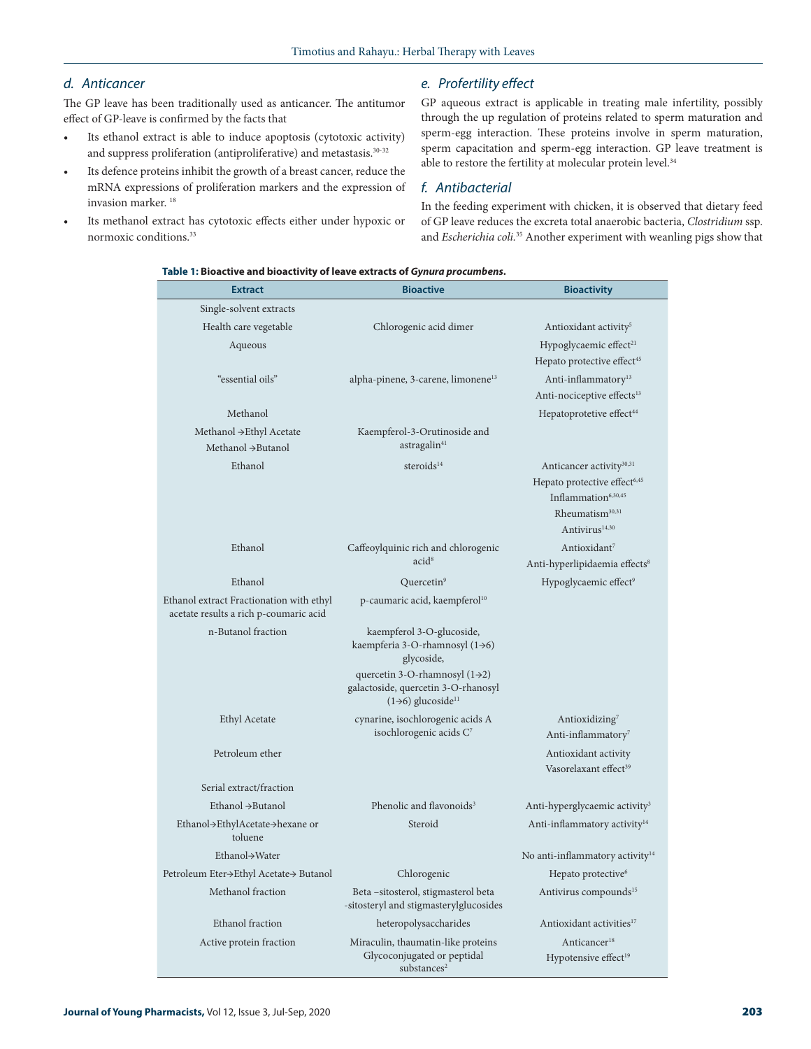### d. Anticancer

The GP leave has been traditionally used as anticancer. The antitumor effect of GP-leave is confirmed by the facts that

- Its ethanol extract is able to induce apoptosis (cytotoxic activity) and suppress proliferation (antiproliferative) and metastasis.[30-32]
- Its defence proteins inhibit the growth of a breast cancer, reduce the mRNA expressions of proliferation markers and the expression of invasion marker. [18]
- Its methanol extract has cytotoxic effects either under hypoxic or normoxic conditions.[33]

### e. Profertility effect

GP aqueous extract is applicable in treating male infertility, possibly through the up regulation of proteins related to sperm maturation and sperm-egg interaction. These proteins involve in sperm maturation, sperm capacitation and sperm-egg interaction. GP leave treatment is able to restore the fertility at molecular protein level.[34]

### f. Antibacterial

In the feeding experiment with chicken, it is observed that dietary feed of GP leave reduces the excreta total anaerobic bacteria, *Clostridium* ssp. and *Escherichia coli*.[35] Another experiment with weanling pigs show that

**Table 1: Bioactive and bioactivity of leave extracts of *Gynura procumbens*.**

| Extract | Bioactive | Bioactivity |
|---|---|---|
| Single-solvent extracts | | |
| Health care vegetable | Chlorogenic acid dimer | Antioxidant activity[5] |
| Aqueous | | Hypoglycaemic effect[21]<br>Hepato protective effect[45] |
| "essential oils" | alpha-pinene, 3-carene, limonene[13] | Anti-inflammatory[13]<br>Anti-nociceptive effects[13] |
| Methanol | | Hepatoprotetive effect[44] |
| Methanol →Ethyl Acetate<br>Methanol →Butanol | Kaempferol-3-Orutinoside and astragalin[41] | |
| Ethanol | steroids[14] | Anticancer activity[30,31]<br>Hepato protective effect[6,45]<br>Inflammation[6,30,45]<br>Rheumatism[30,31]<br>Antivirus[14,30] |
| Ethanol | Caffeoylquinic rich and chlorogenic acid[8] | Antioxidant[7]<br>Anti-hyperlipidaemia effects[8] |
| Ethanol | Quercetin[9] | Hypoglycaemic effect[9] |
| Ethanol extract Fractionation with ethyl acetate results a rich p-coumaric acid | p-caumaric acid, kaempferol[10] | |
| n-Butanol fraction | kaempferol 3-O-glucoside, kaempferia 3-O-rhamnosyl (1→6) glycoside,<br>quercetin 3-O-rhamnosyl (1→2) galactoside, quercetin 3-O-rhanosyl (1→6) glucoside[11] | |
| Ethyl Acetate | cynarine, isochlorogenic acids A isochlorogenic acids C[7] | Antioxidizing[7]<br>Anti-inflammatory[7] |
| Petroleum ether | | Antioxidant activity<br>Vasorelaxant effect[39] |
| Serial extract/fraction | | |
| Ethanol →Butanol | Phenolic and flavonoids[3] | Anti-hyperglycaemic activity[3] |
| Ethanol→EthylAcetate→hexane or toluene | Steroid | Anti-inflammatory activity[14] |
| Ethanol→Water | | No anti-inflammatory activity[14] |
| Petroleum Eter→Ethyl Acetate→ Butanol | Chlorogenic | Hepato protective[6] |
| Methanol fraction | Beta –sitosterol, stigmasterol beta -sitosteryl and stigmasterylglucosides | Antivirus compounds[15] |
| Ethanol fraction | heteropolysaccharides | Antioxidant activities[17] |
| Active protein fraction | Miraculin, thaumatin-like proteins Glycoconjugated or peptidal substances[2] | Anticancer[18]<br>Hypotensive effect[19] |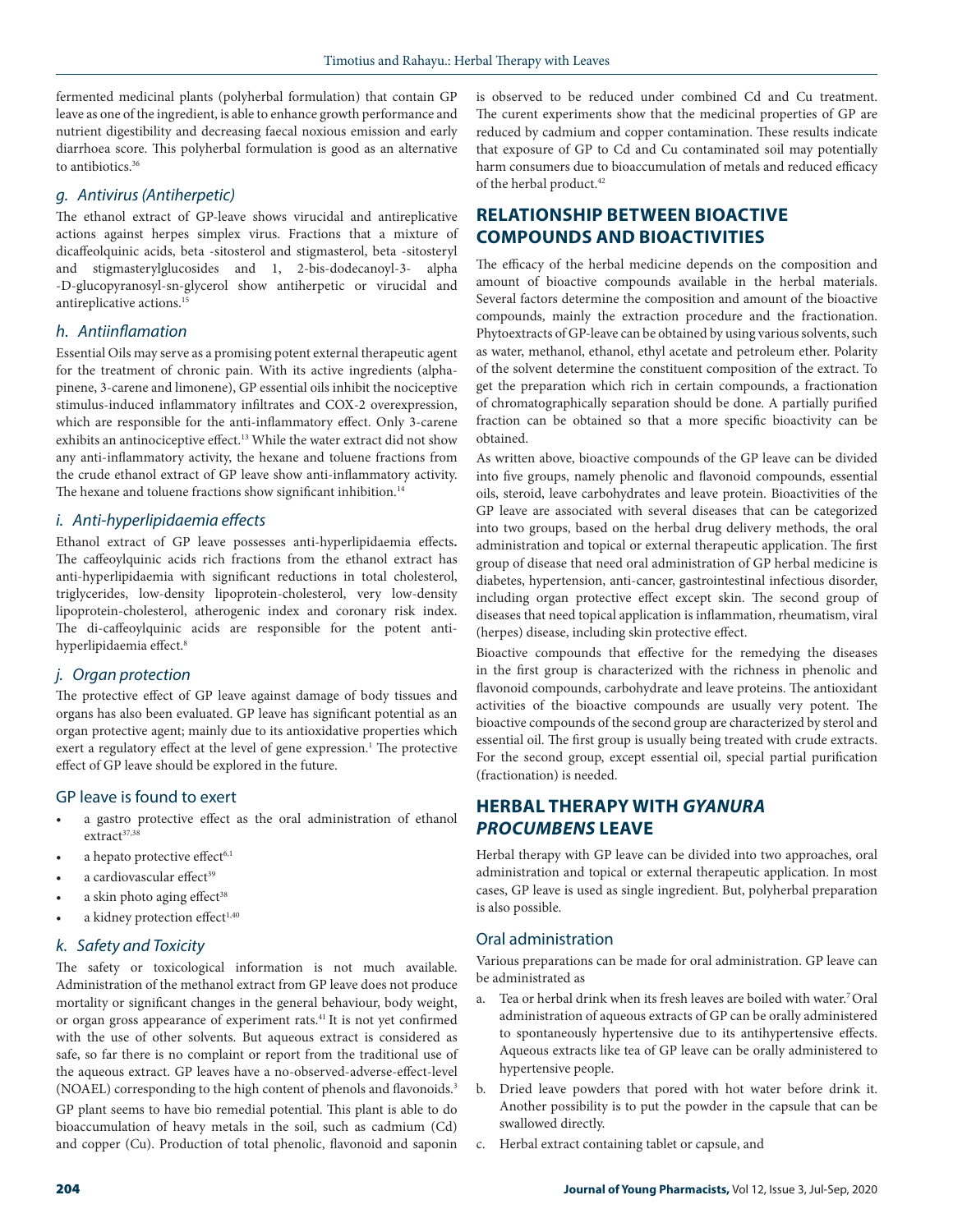fermented medicinal plants (polyherbal formulation) that contain GP leave as one of the ingredient, is able to enhance growth performance and nutrient digestibility and decreasing faecal noxious emission and early diarrhoea score. This polyherbal formulation is good as an alternative to antibiotics.[36]

### *g. Antivirus (Antiherpetic)*

The ethanol extract of GP-leave shows virucidal and antireplicative actions against herpes simplex virus. Fractions that a mixture of dicaffeolquinic acids, beta -sitosterol and stigmasterol, beta -sitosteryl and stigmasterylglucosides and 1, 2-bis-dodecanoyl-3- alpha -D-glucopyranosyl-sn-glycerol show antiherpetic or virucidal and antireplicative actions.[15]

### *h. Antiinflamation*

Essential Oils may serve as a promising potent external therapeutic agent for the treatment of chronic pain. With its active ingredients (alpha-pinene, 3-carene and limonene), GP essential oils inhibit the nociceptive stimulus-induced inflammatory infiltrates and COX-2 overexpression, which are responsible for the anti-inflammatory effect. Only 3-carene exhibits an antinociceptive effect.[13] While the water extract did not show any anti-inflammatory activity, the hexane and toluene fractions from the crude ethanol extract of GP leave show anti-inflammatory activity. The hexane and toluene fractions show significant inhibition.[14]

### *i. Anti-hyperlipidaemia effects*

Ethanol extract of GP leave possesses anti-hyperlipidaemia effects**.** The caffeoylquinic acids rich fractions from the ethanol extract has anti-hyperlipidaemia with significant reductions in total cholesterol, triglycerides, low-density lipoprotein-cholesterol, very low-density lipoprotein-cholesterol, atherogenic index and coronary risk index. The di-caffeoylquinic acids are responsible for the potent anti-hyperlipidaemia effect.[8]

### *j. Organ protection*

The protective effect of GP leave against damage of body tissues and organs has also been evaluated. GP leave has significant potential as an organ protective agent; mainly due to its antioxidative properties which exert a regulatory effect at the level of gene expression.[1] The protective effect of GP leave should be explored in the future.

### GP leave is found to exert

- a gastro protective effect as the oral administration of ethanol extract[37,38]
- a hepato protective effect[6,1]
- a cardiovascular effect[39]
- a skin photo aging effect[38]
- a kidney protection effect[1,40]

### *k. Safety and Toxicity*

The safety or toxicological information is not much available. Administration of the methanol extract from GP leave does not produce mortality or significant changes in the general behaviour, body weight, or organ gross appearance of experiment rats.[41] It is not yet confirmed with the use of other solvents. But aqueous extract is considered as safe, so far there is no complaint or report from the traditional use of the aqueous extract. GP leaves have a no-observed-adverse-effect-level (NOAEL) corresponding to the high content of phenols and flavonoids.[3]

GP plant seems to have bio remedial potential. This plant is able to do bioaccumulation of heavy metals in the soil, such as cadmium (Cd) and copper (Cu). Production of total phenolic, flavonoid and saponin is observed to be reduced under combined Cd and Cu treatment. The curent experiments show that the medicinal properties of GP are reduced by cadmium and copper contamination. These results indicate that exposure of GP to Cd and Cu contaminated soil may potentially harm consumers due to bioaccumulation of metals and reduced efficacy of the herbal product.[42]

## RELATIONSHIP BETWEEN BIOACTIVE COMPOUNDS AND BIOACTIVITIES

The efficacy of the herbal medicine depends on the composition and amount of bioactive compounds available in the herbal materials. Several factors determine the composition and amount of the bioactive compounds, mainly the extraction procedure and the fractionation. Phytoextracts of GP-leave can be obtained by using various solvents, such as water, methanol, ethanol, ethyl acetate and petroleum ether. Polarity of the solvent determine the constituent composition of the extract. To get the preparation which rich in certain compounds, a fractionation of chromatographically separation should be done. A partially purified fraction can be obtained so that a more specific bioactivity can be obtained.

As written above, bioactive compounds of the GP leave can be divided into five groups, namely phenolic and flavonoid compounds, essential oils, steroid, leave carbohydrates and leave protein. Bioactivities of the GP leave are associated with several diseases that can be categorized into two groups, based on the herbal drug delivery methods, the oral administration and topical or external therapeutic application. The first group of disease that need oral administration of GP herbal medicine is diabetes, hypertension, anti-cancer, gastrointestinal infectious disorder, including organ protective effect except skin. The second group of diseases that need topical application is inflammation, rheumatism, viral (herpes) disease, including skin protective effect.

Bioactive compounds that effective for the remedying the diseases in the first group is characterized with the richness in phenolic and flavonoid compounds, carbohydrate and leave proteins. The antioxidant activities of the bioactive compounds are usually very potent. The bioactive compounds of the second group are characterized by sterol and essential oil. The first group is usually being treated with crude extracts. For the second group, except essential oil, special partial purification (fractionation) is needed.

## HERBAL THERAPY WITH *GYANURA PROCUMBENS* LEAVE

Herbal therapy with GP leave can be divided into two approaches, oral administration and topical or external therapeutic application. In most cases, GP leave is used as single ingredient. But, polyherbal preparation is also possible.

### Oral administration

Various preparations can be made for oral administration. GP leave can be administrated as

a. Tea or herbal drink when its fresh leaves are boiled with water.[7] Oral administration of aqueous extracts of GP can be orally administered to spontaneously hypertensive due to its antihypertensive effects. Aqueous extracts like tea of GP leave can be orally administered to hypertensive people.

b. Dried leave powders that pored with hot water before drink it. Another possibility is to put the powder in the capsule that can be swallowed directly.

c. Herbal extract containing tablet or capsule, and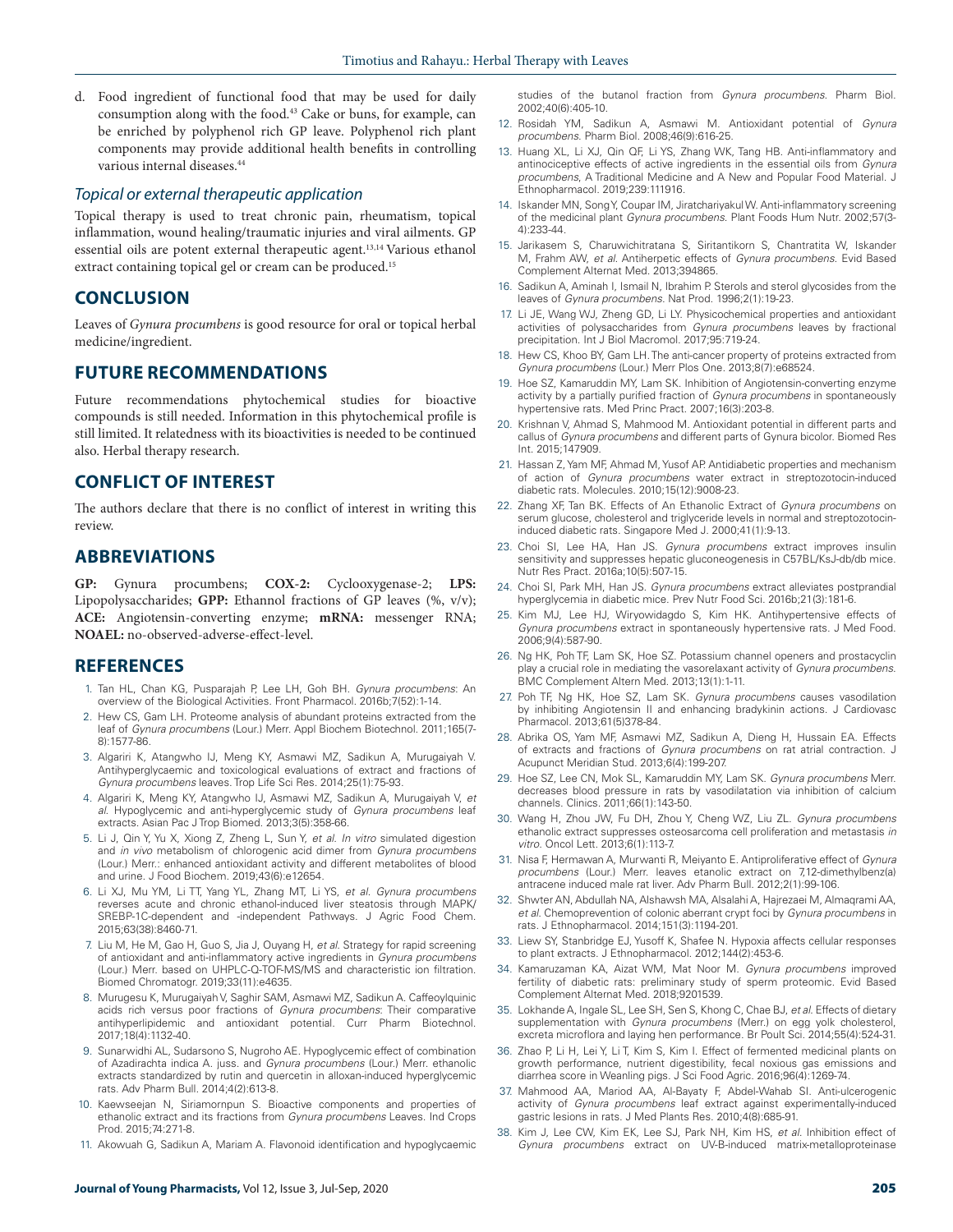d. Food ingredient of functional food that may be used for daily consumption along with the food.[43] Cake or buns, for example, can be enriched by polyphenol rich GP leave. Polyphenol rich plant components may provide additional health benefits in controlling various internal diseases.[44]

### *Topical or external therapeutic application*

Topical therapy is used to treat chronic pain, rheumatism, topical inflammation, wound healing/traumatic injuries and viral ailments. GP essential oils are potent external therapeutic agent.[13,14] Various ethanol extract containing topical gel or cream can be produced.[15]

## CONCLUSION

Leaves of *Gynura procumbens* is good resource for oral or topical herbal medicine/ingredient.

## FUTURE RECOMMENDATIONS

Future recommendations phytochemical studies for bioactive compounds is still needed. Information in this phytochemical profile is still limited. It relatedness with its bioactivities is needed to be continued also. Herbal therapy research.

## CONFLICT OF INTEREST

The authors declare that there is no conflict of interest in writing this review.

## ABBREVIATIONS

**GP:** Gynura procumbens; **COX-2:** Cyclooxygenase-2; **LPS:** Lipopolysaccharides; **GPP:** Ethannol fractions of GP leaves (%, v/v); **ACE:** Angiotensin-converting enzyme; **mRNA:** messenger RNA; **NOAEL:** no-observed-adverse-effect-level.

## REFERENCES

1. Tan HL, Chan KG, Pusparajah P, Lee LH, Goh BH. *Gynura procumbens*: An overview of the Biological Activities. Front Pharmacol. 2016b;7(52):1-14.
2. Hew CS, Gam LH. Proteome analysis of abundant proteins extracted from the leaf of *Gynura procumbens* (Lour.) Merr. Appl Biochem Biotechnol. 2011;165(7-8):1577-86.
3. Algariri K, Atangwho IJ, Meng KY, Asmawi MZ, Sadikun A, Murugaiyah V. Antihyperglycaemic and toxicological evaluations of extract and fractions of *Gynura procumbens* leaves. Trop Life Sci Res. 2014;25(1):75-93.
4. Algariri K, Meng KY, Atangwho IJ, Asmawi MZ, Sadikun A, Murugaiyah V, *et al*. Hypoglycemic and anti-hyperglycemic study of *Gynura procumbens* leaf extracts. Asian Pac J Trop Biomed. 2013;3(5):358-66.
5. Li J, Qin Y, Yu X, Xiong Z, Zheng L, Sun Y, *et al*. *In vitro* simulated digestion and *in vivo* metabolism of chlorogenic acid dimer from *Gynura procumbens* (Lour.) Merr.: enhanced antioxidant activity and different metabolites of blood and urine. J Food Biochem. 2019;43(6):e12654.
6. Li XJ, Mu YM, Li TT, Yang YL, Zhang MT, Li YS, *et al*. *Gynura procumbens* reverses acute and chronic ethanol-induced liver steatosis through MAPK/SREBP-1C-dependent and -independent Pathways. J Agric Food Chem. 2015;63(38):8460-71.
7. Liu M, He M, Gao H, Guo S, Jia J, Ouyang H, *et al*. Strategy for rapid screening of antioxidant and anti-inflammatory active ingredients in *Gynura procumbens* (Lour.) Merr. based on UHPLC-Q-TOF-MS/MS and characteristic ion filtration. Biomed Chromatogr. 2019;33(11):e4635.
8. Murugesu K, Murugaiyah V, Saghir SAM, Asmawi MZ, Sadikun A. Caffeoylquinic acids rich versus poor fractions of *Gynura procumbens*: Their comparative antihyperlipidemic and antioxidant potential. Curr Pharm Biotechnol. 2017;18(4):1132-40.
9. Sunarwidhi AL, Sudarsono S, Nugroho AE. Hypoglycemic effect of combination of Azadirachta indica A. juss. and *Gynura procumbens* (Lour.) Merr. ethanolic extracts standardized by rutin and quercetin in alloxan-induced hyperglycemic rats. Adv Pharm Bull. 2014;4(2):613-8.
10. Kaewseejan N, Siriamornpun S. Bioactive components and properties of ethanolic extract and its fractions from *Gynura procumbens* Leaves. Ind Crops Prod. 2015;74:271-8.
11. Akowuah G, Sadikun A, Mariam A. Flavonoid identification and hypoglycaemic studies of the butanol fraction from *Gynura procumbens*. Pharm Biol. 2002;40(6):405-10.
12. Rosidah YM, Sadikun A, Asmawi M. Antioxidant potential of *Gynura procumbens*. Pharm Biol. 2008;46(9):616-25.
13. Huang XL, Li XJ, Qin QF, Li YS, Zhang WK, Tang HB. Anti-inflammatory and antinociceptive effects of active ingredients in the essential oils from *Gynura procumbens*, A Traditional Medicine and A New and Popular Food Material. J Ethnopharmacol. 2019;239:111916.
14. Iskander MN, Song Y, Coupar IM, Jiratchariyakul W. Anti-inflammatory screening of the medicinal plant *Gynura procumbens*. Plant Foods Hum Nutr. 2002;57(3-4):233-44.
15. Jarikasem S, Charuwichitratana S, Siritantikorn S, Chantratita W, Iskander M, Frahm AW, *et al*. Antiherpetic effects of *Gynura procumbens*. Evid Based Complement Alternat Med. 2013;394865.
16. Sadikun A, Aminah I, Ismail N, Ibrahim P. Sterols and sterol glycosides from the leaves of *Gynura procumbens*. Nat Prod. 1996;2(1):19-23.
17. Li JE, Wang WJ, Zheng GD, Li LY. Physicochemical properties and antioxidant activities of polysaccharides from *Gynura procumbens* leaves by fractional precipitation. Int J Biol Macromol. 2017;95:719-24.
18. Hew CS, Khoo BY, Gam LH. The anti-cancer property of proteins extracted from *Gynura procumbens* (Lour.) Merr Plos One. 2013;8(7):e68524.
19. Hoe SZ, Kamaruddin MY, Lam SK. Inhibition of Angiotensin-converting enzyme activity by a partially purified fraction of *Gynura procumbens* in spontaneously hypertensive rats. Med Princ Pract. 2007;16(3):203-8.
20. Krishnan V, Ahmad S, Mahmood M. Antioxidant potential in different parts and callus of *Gynura procumbens* and different parts of Gynura bicolor. Biomed Res Int. 2015;147909.
21. Hassan Z, Yam MF, Ahmad M, Yusof AP. Antidiabetic properties and mechanism of action of *Gynura procumbens* water extract in streptozotocin-induced diabetic rats. Molecules. 2010;15(12):9008-23.
22. Zhang XF, Tan BK. Effects of An Ethanolic Extract of *Gynura procumbens* on serum glucose, cholesterol and triglyceride levels in normal and streptozotocin-induced diabetic rats. Singapore Med J. 2000;41(1):9-13.
23. Choi SI, Lee HA, Han JS. *Gynura procumbens* extract improves insulin sensitivity and suppresses hepatic gluconeogenesis in C57BL/KsJ-db/db mice. Nutr Res Pract. 2016a;10(5):507-15.
24. Choi SI, Park MH, Han JS. *Gynura procumbens* extract alleviates postprandial hyperglycemia in diabetic mice. Prev Nutr Food Sci. 2016b;21(3):181-6.
25. Kim MJ, Lee HJ, Wiryowidagdo S, Kim HK. Antihypertensive effects of *Gynura procumbens* extract in spontaneously hypertensive rats. J Med Food. 2006;9(4):587-90.
26. Ng HK, Poh TF, Lam SK, Hoe SZ. Potassium channel openers and prostacyclin play a crucial role in mediating the vasorelaxant activity of *Gynura procumbens*. BMC Complement Altern Med. 2013;13(1):1-11.
27. Poh TF, Ng HK, Hoe SZ, Lam SK. *Gynura procumbens* causes vasodilation by inhibiting Angiotensin II and enhancing bradykinin actions. J Cardiovasc Pharmacol. 2013;61(5)378-84.
28. Abrika OS, Yam MF, Asmawi MZ, Sadikun A, Dieng H, Hussain EA. Effects of extracts and fractions of *Gynura procumbens* on rat atrial contraction. J Acupunct Meridian Stud. 2013;6(4):199-207.
29. Hoe SZ, Lee CN, Mok SL, Kamaruddin MY, Lam SK. *Gynura procumbens* Merr. decreases blood pressure in rats by vasodilatation via inhibition of calcium channels. Clinics. 2011;66(1):143-50.
30. Wang H, Zhou JW, Fu DH, Zhou Y, Cheng WZ, Liu ZL. *Gynura procumbens* ethanolic extract suppresses osteosarcoma cell proliferation and metastasis *in vitro*. Oncol Lett. 2013;6(1):113-7.
31. Nisa F, Hermawan A, Murwanti R, Meiyanto E. Antiproliferative effect of *Gynura procumbens* (Lour.) Merr. leaves etanolic extract on 7,12-dimethylbenz(a) antracene induced male rat liver. Adv Pharm Bull. 2012;2(1):99-106.
32. Shwter AN, Abdullah NA, Alshawsh MA, Alsalahi A, Hajrezaei M, Almaqrami AA, *et al*. Chemoprevention of colonic aberrant crypt foci by *Gynura procumbens* in rats. J Ethnopharmacol. 2014;151(3):1194-201.
33. Liew SY, Stanbridge EJ, Yusoff K, Shafee N. Hypoxia affects cellular responses to plant extracts. J Ethnopharmacol. 2012;144(2):453-6.
34. Kamaruzaman KA, Aizat WM, Mat Noor M. *Gynura procumbens* improved fertility of diabetic rats: preliminary study of sperm proteomic. Evid Based Complement Alternat Med. 2018;9201539.
35. Lokhande A, Ingale SL, Lee SH, Sen S, Khong C, Chae BJ, *et al*. Effects of dietary supplementation with *Gynura procumbens* (Merr.) on egg yolk cholesterol, excreta microflora and laying hen performance. Br Poult Sci. 2014;55(4):524-31.
36. Zhao P, Li H, Lei Y, Li T, Kim S, Kim I. Effect of fermented medicinal plants on growth performance, nutrient digestibility, fecal noxious gas emissions and diarrhea score in Weanling pigs. J Sci Food Agric. 2016;96(4):1269-74.
37. Mahmood AA, Mariod AA, Al-Bayaty F, Abdel-Wahab SI. Anti-ulcerogenic activity of *Gynura procumbens* leaf extract against experimentally-induced gastric lesions in rats. J Med Plants Res. 2010;4(8):685-91.
38. Kim J, Lee CW, Kim EK, Lee SJ, Park NH, Kim HS, *et al*. Inhibition effect of *Gynura procumbens* extract on UV-B-induced matrix-metalloproteinase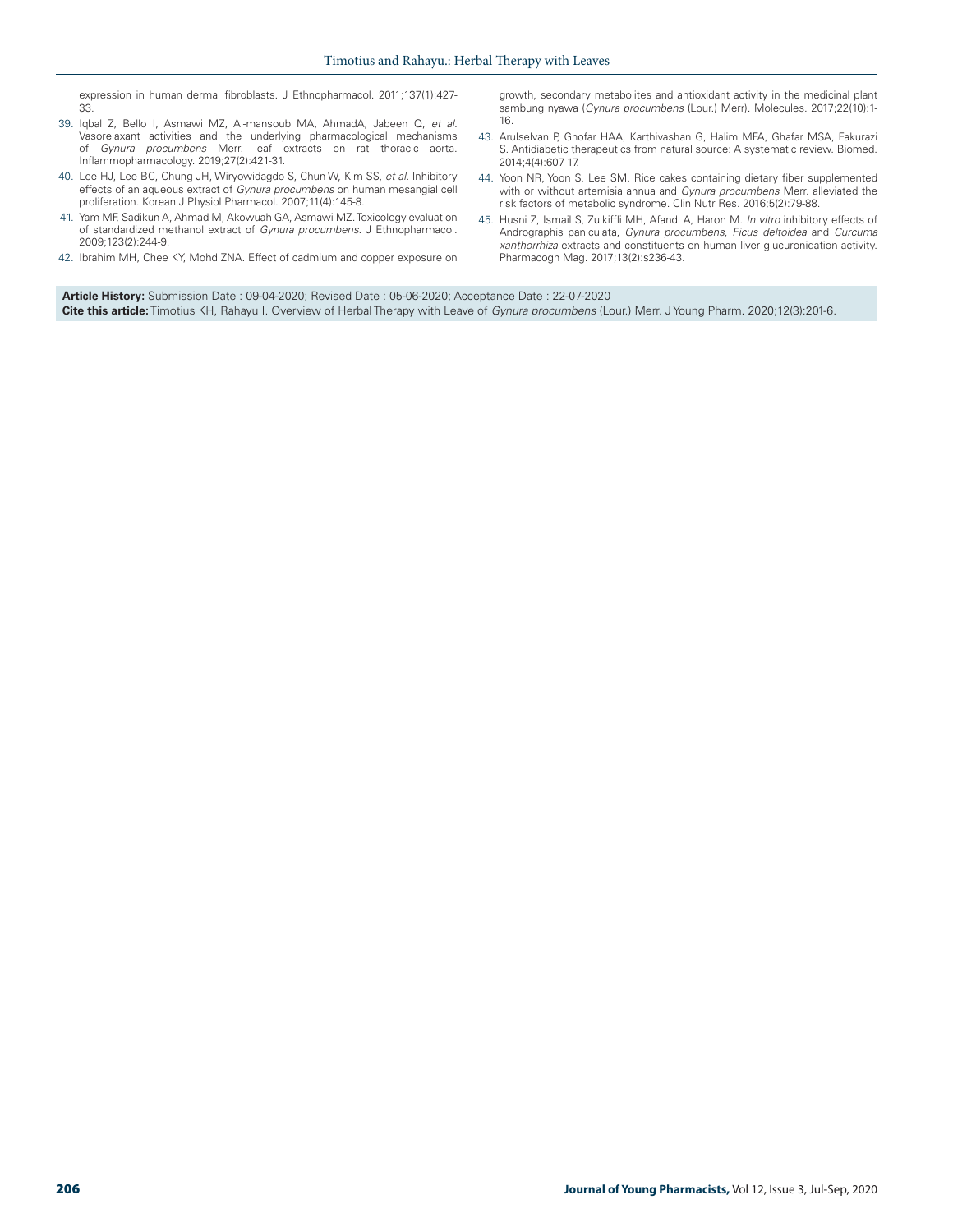expression in human dermal fibroblasts. J Ethnopharmacol. 2011;137(1):427-33.

39. Iqbal Z, Bello I, Asmawi MZ, Al-mansoub MA, AhmadA, Jabeen Q, *et al.* Vasorelaxant activities and the underlying pharmacological mechanisms of *Gynura procumbens* Merr. leaf extracts on rat thoracic aorta. Inflammopharmacology. 2019;27(2):421-31.
40. Lee HJ, Lee BC, Chung JH, Wiryowidagdo S, Chun W, Kim SS, *et al.* Inhibitory effects of an aqueous extract of *Gynura procumbens* on human mesangial cell proliferation. Korean J Physiol Pharmacol. 2007;11(4):145-8.
41. Yam MF, Sadikun A, Ahmad M, Akowuah GA, Asmawi MZ. Toxicology evaluation of standardized methanol extract of *Gynura procumbens*. J Ethnopharmacol. 2009;123(2):244-9.
42. Ibrahim MH, Chee KY, Mohd ZNA. Effect of cadmium and copper exposure on growth, secondary metabolites and antioxidant activity in the medicinal plant sambung nyawa (*Gynura procumbens* (Lour.) Merr). Molecules. 2017;22(10):1-16.
43. Arulselvan P, Ghofar HAA, Karthivashan G, Halim MFA, Ghafar MSA, Fakurazi S. Antidiabetic therapeutics from natural source: A systematic review. Biomed. 2014;4(4):607-17.
44. Yoon NR, Yoon S, Lee SM. Rice cakes containing dietary fiber supplemented with or without artemisia annua and *Gynura procumbens* Merr. alleviated the risk factors of metabolic syndrome. Clin Nutr Res. 2016;5(2):79-88.
45. Husni Z, Ismail S, Zulkiffli MH, Afandi A, Haron M. *In vitro* inhibitory effects of Andrographis paniculata, *Gynura procumbens, Ficus deltoidea* and *Curcuma xanthorrhiza* extracts and constituents on human liver glucuronidation activity. Pharmacogn Mag. 2017;13(2):s236-43.

**Article History:** Submission Date : 09-04-2020; Revised Date : 05-06-2020; Acceptance Date : 22-07-2020
**Cite this article:** Timotius KH, Rahayu I. Overview of Herbal Therapy with Leave of *Gynura procumbens* (Lour.) Merr. J Young Pharm. 2020;12(3):201-6.